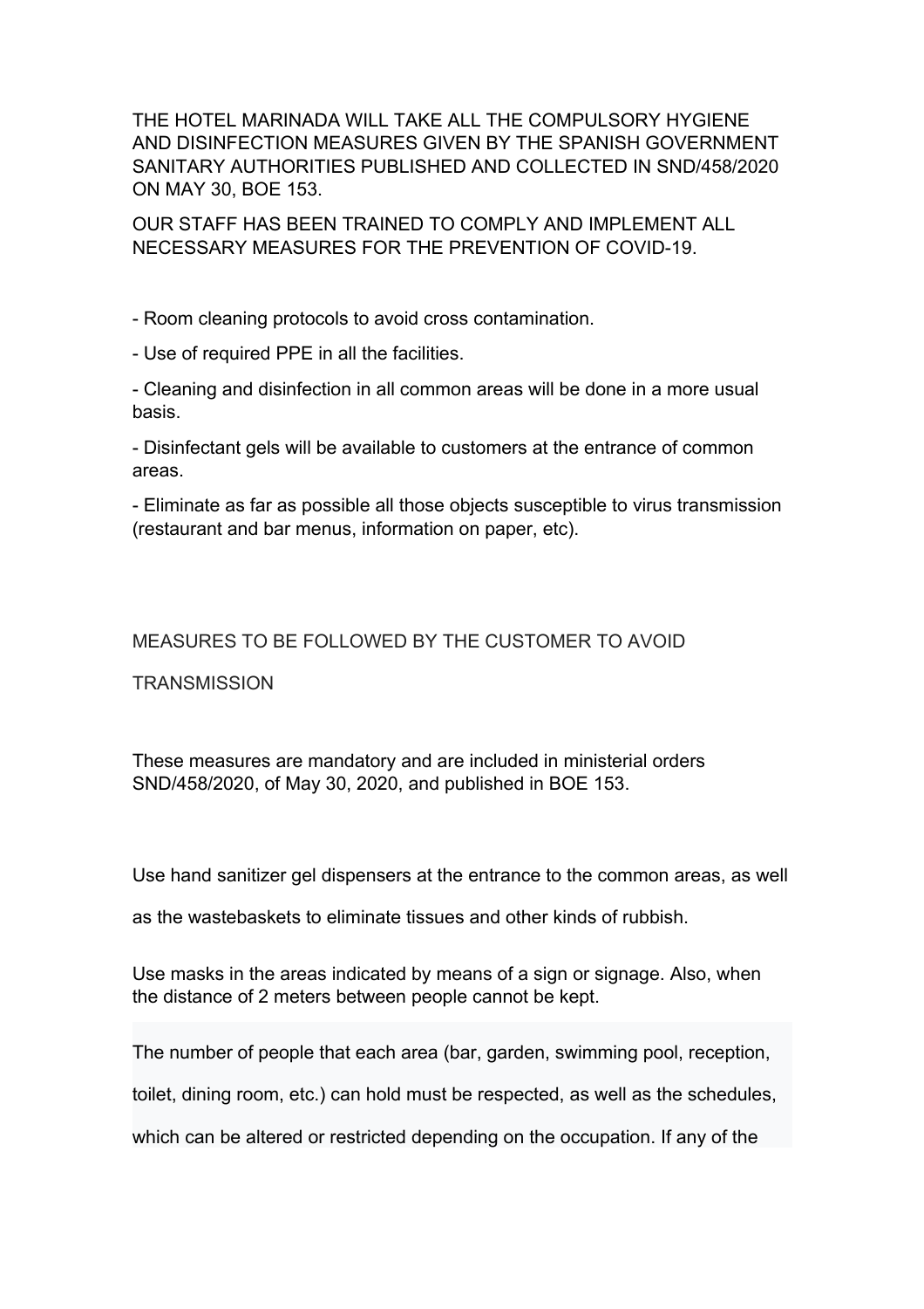THE HOTEL MARINADA WILL TAKE ALL THE COMPULSORY HYGIENE AND DISINFECTION MEASURES GIVEN BY THE SPANISH GOVERNMENT SANITARY AUTHORITIES PUBLISHED AND COLLECTED IN SND/458/2020 ON MAY 30, BOE 153.

OUR STAFF HAS BEEN TRAINED TO COMPLY AND IMPLEMENT ALL NECESSARY MEASURES FOR THE PREVENTION OF COVID-19.

- Room cleaning protocols to avoid cross contamination.
- Use of required PPE in all the facilities.
- Cleaning and disinfection in all common areas will be done in a more usual basis.
- Disinfectant gels will be available to customers at the entrance of common areas.
- Eliminate as far as possible all those objects susceptible to virus transmission (restaurant and bar menus, information on paper, etc).

MEASURES TO BE FOLLOWED BY THE CUSTOMER TO AVOID TRANSMISSION

These measures are mandatory and are included in ministerial orders SND/458/2020, of May 30, 2020, and published in BOE 153.

Use hand sanitizer gel dispensers at the entrance to the common areas, as well as the wastebaskets to eliminate tissues and other kinds of rubbish.

Use masks in the areas indicated by means of a sign or signage. Also, when the distance of 2 meters between people cannot be kept.

The number of people that each area (bar, garden, swimming pool, reception, toilet, dining room, etc.) can hold must be respected, as well as the schedules, which can be altered or restricted depending on the occupation. If any of the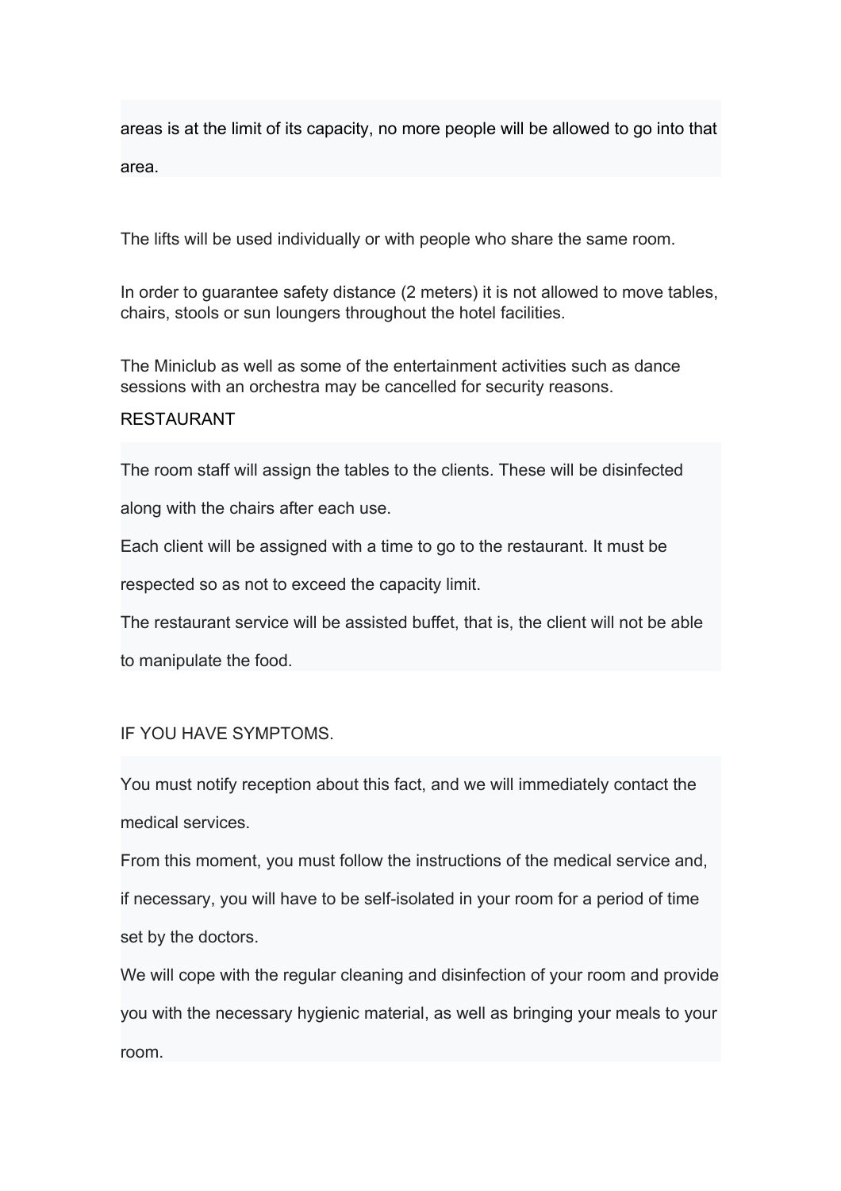areas is at the limit of its capacity, no more people will be allowed to go into that area.

The lifts will be used individually or with people who share the same room.

In order to guarantee safety distance (2 meters) it is not allowed to move tables, chairs, stools or sun loungers throughout the hotel facilities.

The Miniclub as well as some of the entertainment activities such as dance sessions with an orchestra may be cancelled for security reasons.

RESTAURANT

The room staff will assign the tables to the clients. These will be disinfected along with the chairs after each use.

Each client will be assigned with a time to go to the restaurant. It must be respected so as not to exceed the capacity limit.

The restaurant service will be assisted buffet, that is, the client will not be able to manipulate the food.

IF YOU HAVE SYMPTOMS.

You must notify reception about this fact, and we will immediately contact the medical services.

From this moment, you must follow the instructions of the medical service and, if necessary, you will have to be self-isolated in your room for a period of time set by the doctors.

We will cope with the regular cleaning and disinfection of your room and provide you with the necessary hygienic material, as well as bringing your meals to your room.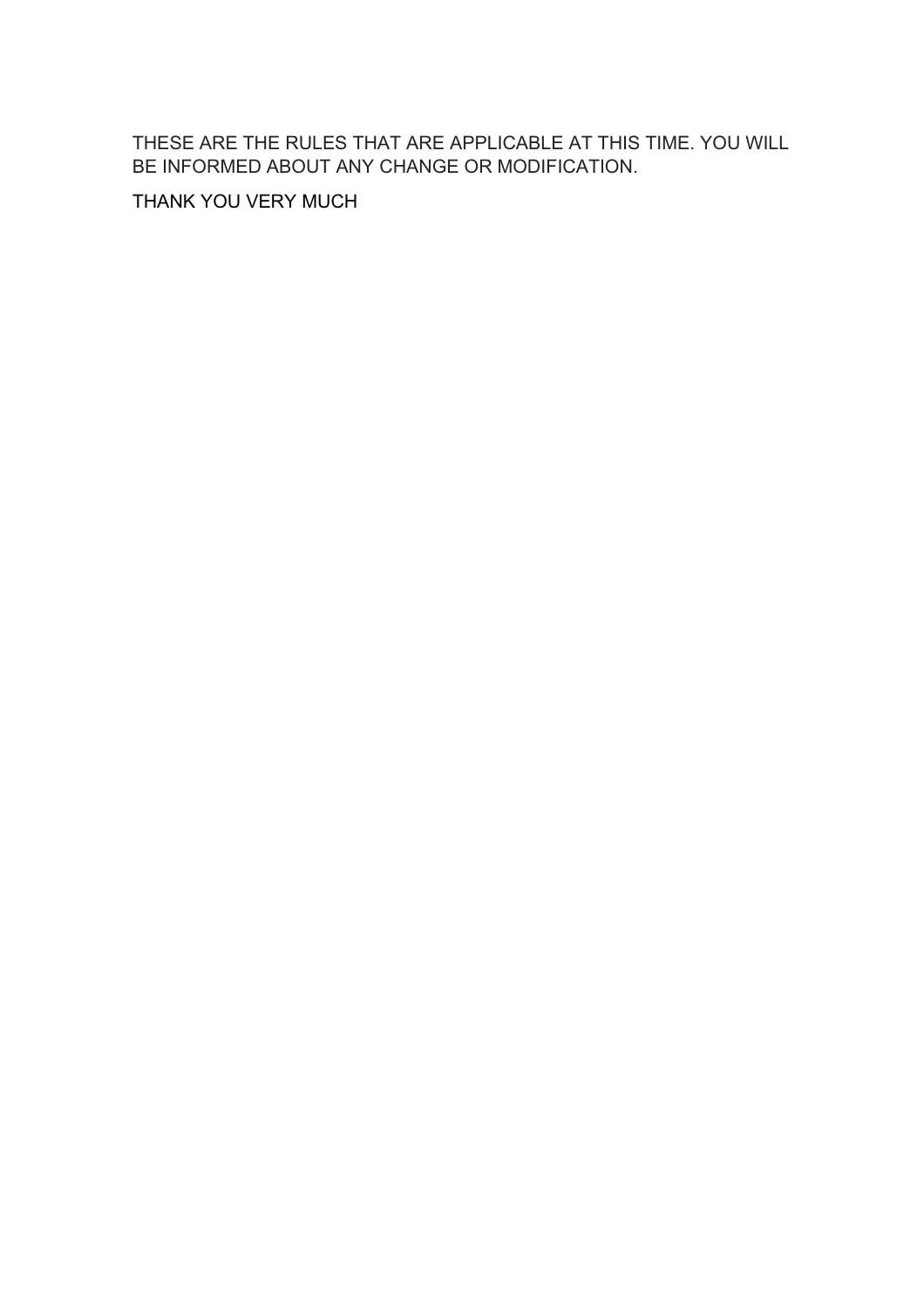THESE ARE THE RULES THAT ARE APPLICABLE AT THIS TIME. YOU WILL BE INFORMED ABOUT ANY CHANGE OR MODIFICATION.

THANK YOU VERY MUCH